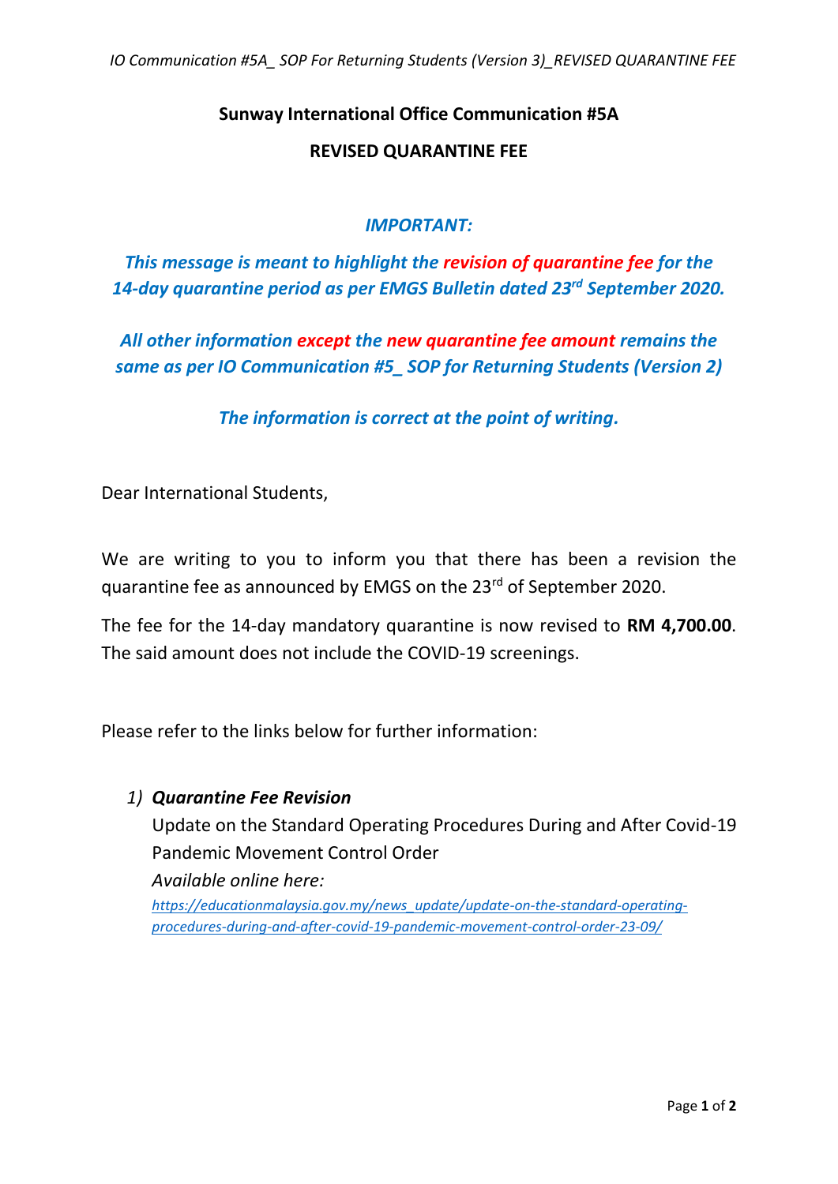# Sunway International Office Communication #5A

## REVISED QUARANTINE FEE

***IMPORTANT:***

***This message is meant to highlight the revision of quarantine fee for the 14-day quarantine period as per EMGS Bulletin dated 23rd September 2020.***

***All other information except the new quarantine fee amount remains the same as per IO Communication #5_ SOP for Returning Students (Version 2)***

***The information is correct at the point of writing.***

Dear International Students,

We are writing to you to inform you that there has been a revision the quarantine fee as announced by EMGS on the 23rd of September 2020.

The fee for the 14-day mandatory quarantine is now revised to **RM 4,700.00**. The said amount does not include the COVID-19 screenings.

Please refer to the links below for further information:

1) ***Quarantine Fee Revision***
   Update on the Standard Operating Procedures During and After Covid-19 Pandemic Movement Control Order
   *Available online here:*
   *https://educationmalaysia.gov.my/news_update/update-on-the-standard-operating-procedures-during-and-after-covid-19-pandemic-movement-control-order-23-09/*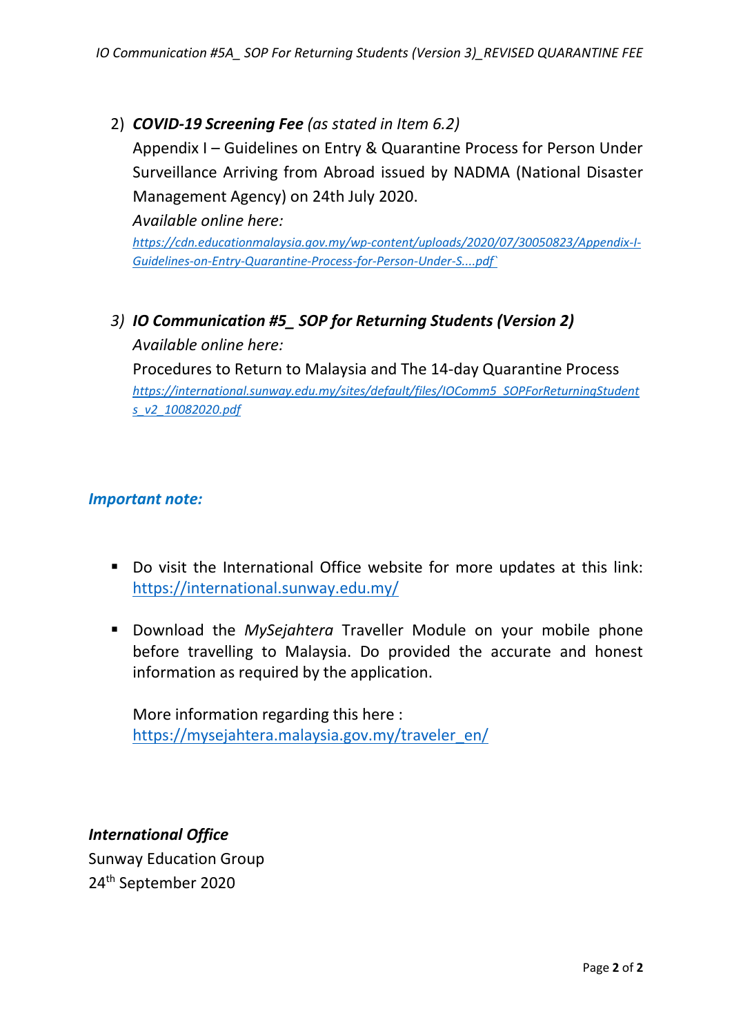2) ***COVID-19 Screening Fee*** *(as stated in Item 6.2)*

   Appendix I – Guidelines on Entry & Quarantine Process for Person Under Surveillance Arriving from Abroad issued by NADMA (National Disaster Management Agency) on 24th July 2020.

   *Available online here:*

   https://cdn.educationmalaysia.gov.my/wp-content/uploads/2020/07/30050823/Appendix-I-Guidelines-on-Entry-Quarantine-Process-for-Person-Under-S....pdf`

3) ***IO Communication #5_ SOP for Returning Students (Version 2)***

   *Available online here:*

   Procedures to Return to Malaysia and The 14-day Quarantine Process

   https://international.sunway.edu.my/sites/default/files/IOComm5_SOPForReturningStudents_v2_10082020.pdf

***Important note:***

- Do visit the International Office website for more updates at this link: https://international.sunway.edu.my/

- Download the *MySejahtera* Traveller Module on your mobile phone before travelling to Malaysia. Do provided the accurate and honest information as required by the application.

  More information regarding this here : https://mysejahtera.malaysia.gov.my/traveler_en/

***International Office***

Sunway Education Group

24th September 2020